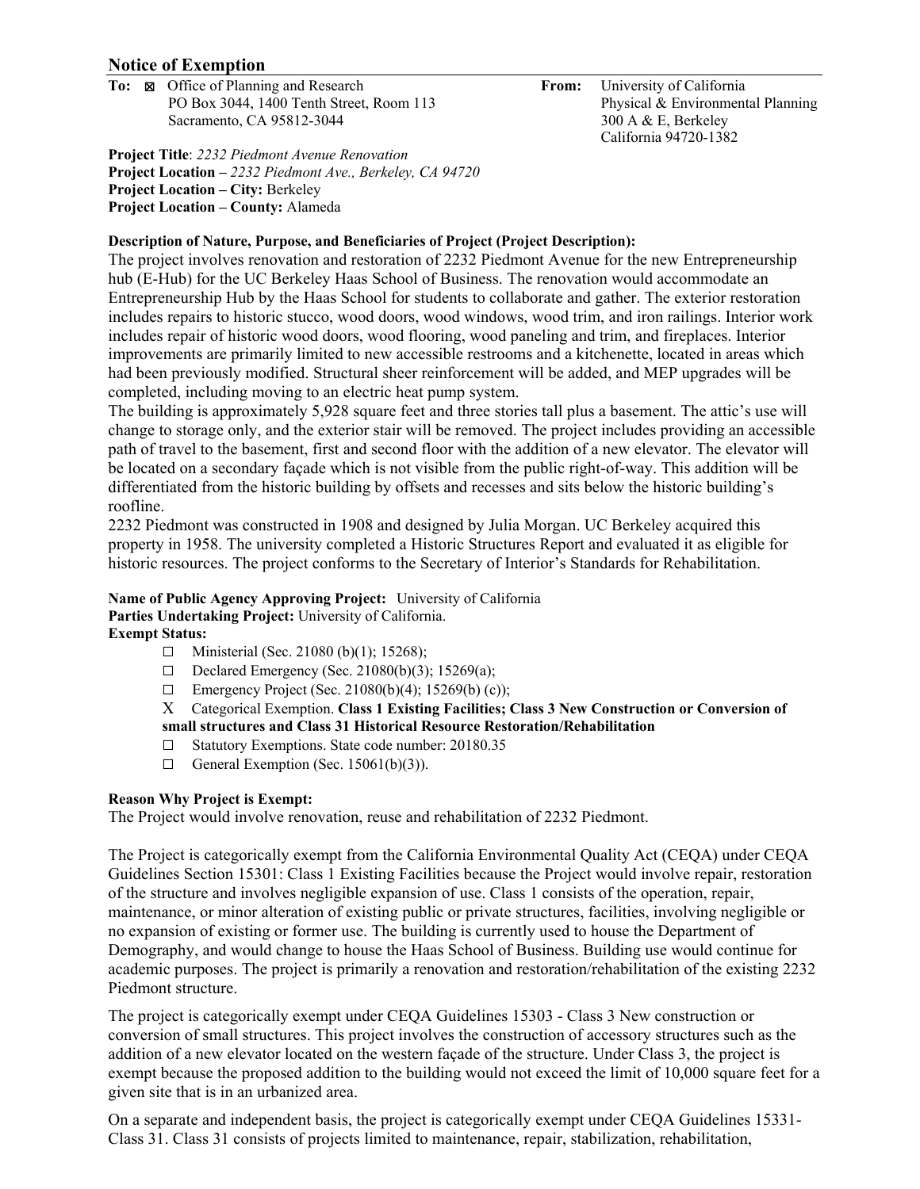## Notice of Exemption

**To:** ☒ Office of Planning and Research
PO Box 3044, 1400 Tenth Street, Room 113
Sacramento, CA 95812-3044

**From:** University of California
Physical & Environmental Planning
300 A & E, Berkeley
California 94720-1382

**Project Title**: *2232 Piedmont Avenue Renovation*
**Project Location –** *2232 Piedmont Ave., Berkeley, CA 94720*
**Project Location – City:** Berkeley
**Project Location – County:** Alameda

**Description of Nature, Purpose, and Beneficiaries of Project (Project Description):**

The project involves renovation and restoration of 2232 Piedmont Avenue for the new Entrepreneurship hub (E-Hub) for the UC Berkeley Haas School of Business. The renovation would accommodate an Entrepreneurship Hub by the Haas School for students to collaborate and gather. The exterior restoration includes repairs to historic stucco, wood doors, wood windows, wood trim, and iron railings. Interior work includes repair of historic wood doors, wood flooring, wood paneling and trim, and fireplaces. Interior improvements are primarily limited to new accessible restrooms and a kitchenette, located in areas which had been previously modified. Structural sheer reinforcement will be added, and MEP upgrades will be completed, including moving to an electric heat pump system.

The building is approximately 5,928 square feet and three stories tall plus a basement. The attic's use will change to storage only, and the exterior stair will be removed. The project includes providing an accessible path of travel to the basement, first and second floor with the addition of a new elevator. The elevator will be located on a secondary façade which is not visible from the public right-of-way. This addition will be differentiated from the historic building by offsets and recesses and sits below the historic building's roofline.

2232 Piedmont was constructed in 1908 and designed by Julia Morgan. UC Berkeley acquired this property in 1958. The university completed a Historic Structures Report and evaluated it as eligible for historic resources. The project conforms to the Secretary of Interior's Standards for Rehabilitation.

**Name of Public Agency Approving Project:** University of California
**Parties Undertaking Project:** University of California.
**Exempt Status:**

- ☐ Ministerial (Sec. 21080 (b)(1); 15268);
- ☐ Declared Emergency (Sec. 21080(b)(3); 15269(a);
- ☐ Emergency Project (Sec. 21080(b)(4); 15269(b) (c));
- X Categorical Exemption. **Class 1 Existing Facilities; Class 3 New Construction or Conversion of small structures and Class 31 Historical Resource Restoration/Rehabilitation**
- ☐ Statutory Exemptions. State code number: 20180.35
- ☐ General Exemption (Sec. 15061(b)(3)).

**Reason Why Project is Exempt:**

The Project would involve renovation, reuse and rehabilitation of 2232 Piedmont.

The Project is categorically exempt from the California Environmental Quality Act (CEQA) under CEQA Guidelines Section 15301: Class 1 Existing Facilities because the Project would involve repair, restoration of the structure and involves negligible expansion of use. Class 1 consists of the operation, repair, maintenance, or minor alteration of existing public or private structures, facilities, involving negligible or no expansion of existing or former use. The building is currently used to house the Department of Demography, and would change to house the Haas School of Business. Building use would continue for academic purposes. The project is primarily a renovation and restoration/rehabilitation of the existing 2232 Piedmont structure.

The project is categorically exempt under CEQA Guidelines 15303 - Class 3 New construction or conversion of small structures. This project involves the construction of accessory structures such as the addition of a new elevator located on the western façade of the structure. Under Class 3, the project is exempt because the proposed addition to the building would not exceed the limit of 10,000 square feet for a given site that is in an urbanized area.

On a separate and independent basis, the project is categorically exempt under CEQA Guidelines 15331- Class 31. Class 31 consists of projects limited to maintenance, repair, stabilization, rehabilitation,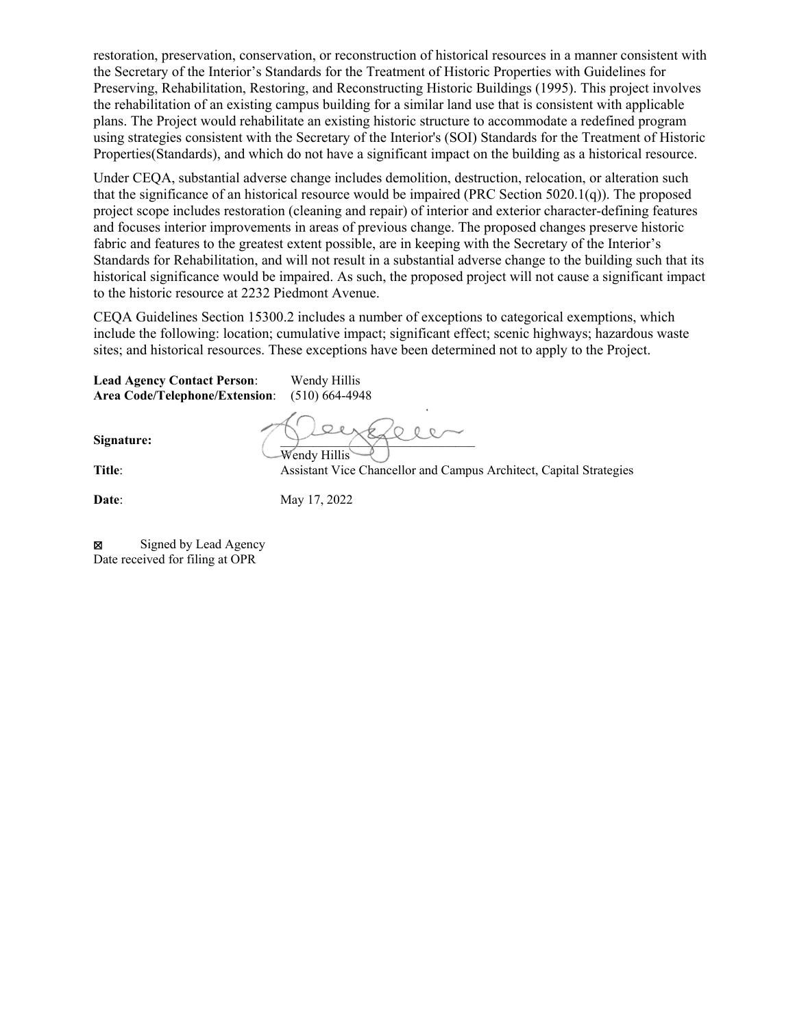restoration, preservation, conservation, or reconstruction of historical resources in a manner consistent with the Secretary of the Interior's Standards for the Treatment of Historic Properties with Guidelines for Preserving, Rehabilitation, Restoring, and Reconstructing Historic Buildings (1995). This project involves the rehabilitation of an existing campus building for a similar land use that is consistent with applicable plans. The Project would rehabilitate an existing historic structure to accommodate a redefined program using strategies consistent with the Secretary of the Interior's (SOI) Standards for the Treatment of Historic Properties(Standards), and which do not have a significant impact on the building as a historical resource.

Under CEQA, substantial adverse change includes demolition, destruction, relocation, or alteration such that the significance of an historical resource would be impaired (PRC Section 5020.1(q)). The proposed project scope includes restoration (cleaning and repair) of interior and exterior character-defining features and focuses interior improvements in areas of previous change. The proposed changes preserve historic fabric and features to the greatest extent possible, are in keeping with the Secretary of the Interior's Standards for Rehabilitation, and will not result in a substantial adverse change to the building such that its historical significance would be impaired. As such, the proposed project will not cause a significant impact to the historic resource at 2232 Piedmont Avenue.

CEQA Guidelines Section 15300.2 includes a number of exceptions to categorical exemptions, which include the following: location; cumulative impact; significant effect; scenic highways; hazardous waste sites; and historical resources. These exceptions have been determined not to apply to the Project.

**Lead Agency Contact Person**: Wendy Hillis
**Area Code/Telephone/Extension**: (510) 664-4948

**Signature:** ______________________
Wendy Hillis

**Title**: Assistant Vice Chancellor and Campus Architect, Capital Strategies

**Date**: May 17, 2022

☒ Signed by Lead Agency
Date received for filing at OPR